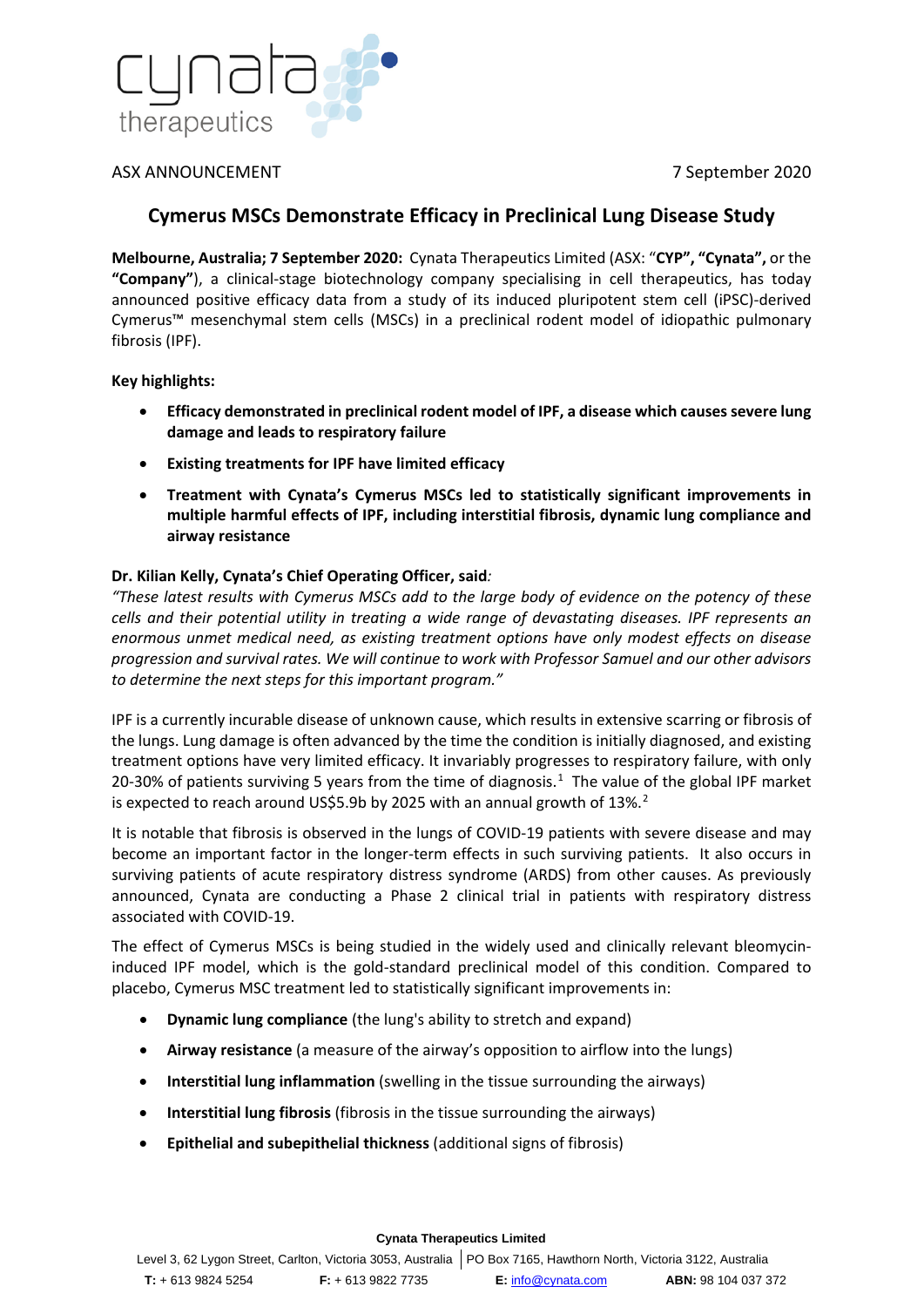ASX ANNOUNCEMENT 7 September 2020

# Cymerus MSCs Demonstrate Efficacy in Preclinical Lung Disease Study

**Melbourne, Australia; 7 September 2020:** Cynata Therapeutics Limited (ASX: "**CYP", "Cynata",** or the **"Company"**), a clinical-stage biotechnology company specialising in cell therapeutics, has today announced positive efficacy data from a study of its induced pluripotent stem cell (iPSC)-derived Cymerus™ mesenchymal stem cells (MSCs) in a preclinical rodent model of idiopathic pulmonary fibrosis (IPF).

**Key highlights:**

- **Efficacy demonstrated in preclinical rodent model of IPF, a disease which causes severe lung damage and leads to respiratory failure**
- **Existing treatments for IPF have limited efficacy**
- **Treatment with Cynata's Cymerus MSCs led to statistically significant improvements in multiple harmful effects of IPF, including interstitial fibrosis, dynamic lung compliance and airway resistance**

**Dr. Kilian Kelly, Cynata's Chief Operating Officer, said***:*

*"These latest results with Cymerus MSCs add to the large body of evidence on the potency of these cells and their potential utility in treating a wide range of devastating diseases. IPF represents an enormous unmet medical need, as existing treatment options have only modest effects on disease progression and survival rates. We will continue to work with Professor Samuel and our other advisors to determine the next steps for this important program."*

IPF is a currently incurable disease of unknown cause, which results in extensive scarring or fibrosis of the lungs. Lung damage is often advanced by the time the condition is initially diagnosed, and existing treatment options have very limited efficacy. It invariably progresses to respiratory failure, with only 20-30% of patients surviving 5 years from the time of diagnosis.[1] The value of the global IPF market is expected to reach around US$5.9b by 2025 with an annual growth of 13%.[2]

It is notable that fibrosis is observed in the lungs of COVID-19 patients with severe disease and may become an important factor in the longer-term effects in such surviving patients. It also occurs in surviving patients of acute respiratory distress syndrome (ARDS) from other causes. As previously announced, Cynata are conducting a Phase 2 clinical trial in patients with respiratory distress associated with COVID-19.

The effect of Cymerus MSCs is being studied in the widely used and clinically relevant bleomycin-induced IPF model, which is the gold-standard preclinical model of this condition. Compared to placebo, Cymerus MSC treatment led to statistically significant improvements in:

- **Dynamic lung compliance** (the lung's ability to stretch and expand)
- **Airway resistance** (a measure of the airway's opposition to airflow into the lungs)
- **Interstitial lung inflammation** (swelling in the tissue surrounding the airways)
- **Interstitial lung fibrosis** (fibrosis in the tissue surrounding the airways)
- **Epithelial and subepithelial thickness** (additional signs of fibrosis)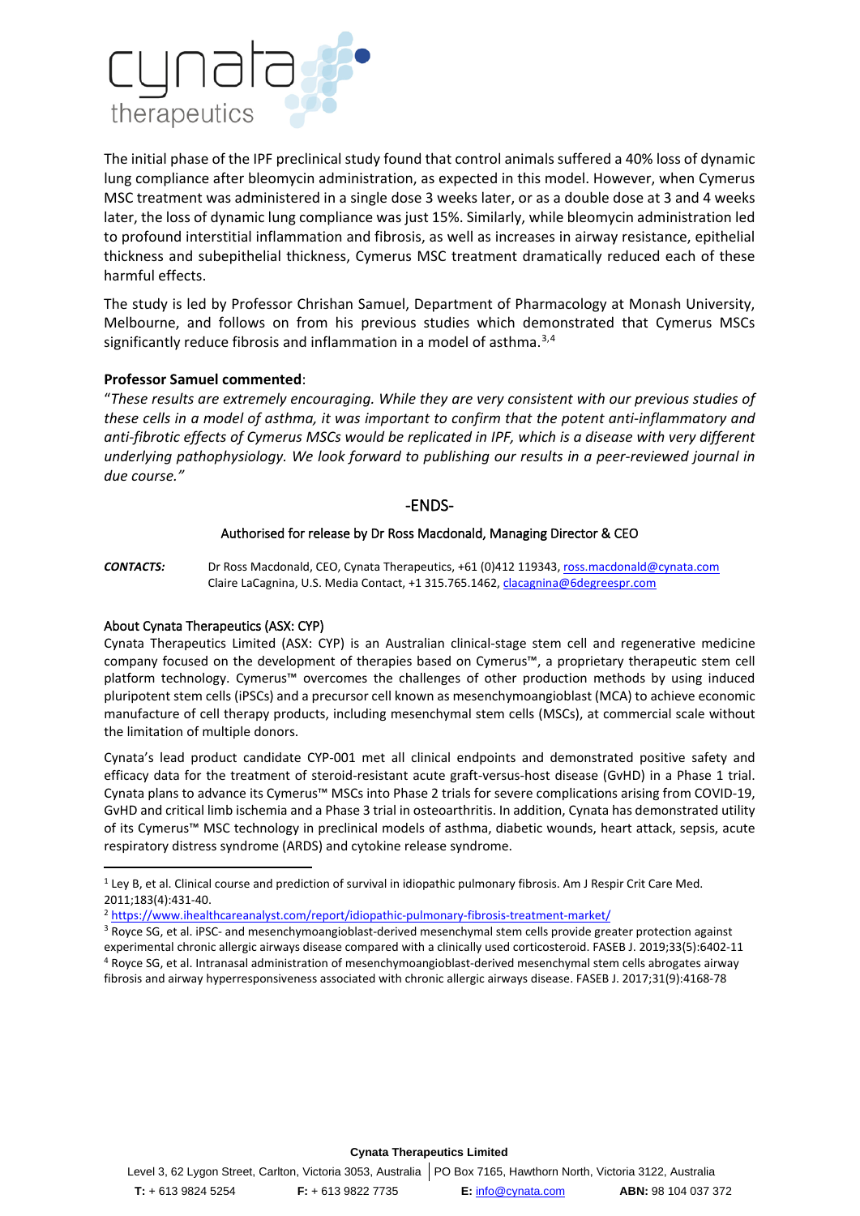The initial phase of the IPF preclinical study found that control animals suffered a 40% loss of dynamic lung compliance after bleomycin administration, as expected in this model. However, when Cymerus MSC treatment was administered in a single dose 3 weeks later, or as a double dose at 3 and 4 weeks later, the loss of dynamic lung compliance was just 15%. Similarly, while bleomycin administration led to profound interstitial inflammation and fibrosis, as well as increases in airway resistance, epithelial thickness and subepithelial thickness, Cymerus MSC treatment dramatically reduced each of these harmful effects.

The study is led by Professor Chrishan Samuel, Department of Pharmacology at Monash University, Melbourne, and follows on from his previous studies which demonstrated that Cymerus MSCs significantly reduce fibrosis and inflammation in a model of asthma.[3,4]

**Professor Samuel commented**:

"*These results are extremely encouraging. While they are very consistent with our previous studies of these cells in a model of asthma, it was important to confirm that the potent anti-inflammatory and anti-fibrotic effects of Cymerus MSCs would be replicated in IPF, which is a disease with very different underlying pathophysiology. We look forward to publishing our results in a peer-reviewed journal in due course.*"

-ENDS-

Authorised for release by Dr Ross Macdonald, Managing Director & CEO

***CONTACTS:*** Dr Ross Macdonald, CEO, Cynata Therapeutics, +61 (0)412 119343, ross.macdonald@cynata.com
Claire LaCagnina, U.S. Media Contact, +1 315.765.1462, clacagnina@6degreespr.com

**About Cynata Therapeutics (ASX: CYP)**

Cynata Therapeutics Limited (ASX: CYP) is an Australian clinical-stage stem cell and regenerative medicine company focused on the development of therapies based on Cymerus™, a proprietary therapeutic stem cell platform technology. Cymerus™ overcomes the challenges of other production methods by using induced pluripotent stem cells (iPSCs) and a precursor cell known as mesenchymoangioblast (MCA) to achieve economic manufacture of cell therapy products, including mesenchymal stem cells (MSCs), at commercial scale without the limitation of multiple donors.

Cynata's lead product candidate CYP-001 met all clinical endpoints and demonstrated positive safety and efficacy data for the treatment of steroid-resistant acute graft-versus-host disease (GvHD) in a Phase 1 trial. Cynata plans to advance its Cymerus™ MSCs into Phase 2 trials for severe complications arising from COVID-19, GvHD and critical limb ischemia and a Phase 3 trial in osteoarthritis. In addition, Cynata has demonstrated utility of its Cymerus™ MSC technology in preclinical models of asthma, diabetic wounds, heart attack, sepsis, acute respiratory distress syndrome (ARDS) and cytokine release syndrome.

---

[1] Ley B, et al. Clinical course and prediction of survival in idiopathic pulmonary fibrosis. Am J Respir Crit Care Med. 2011;183(4):431-40.

[2] https://www.ihealthcareanalyst.com/report/idiopathic-pulmonary-fibrosis-treatment-market/

[3] Royce SG, et al. iPSC- and mesenchymoangioblast-derived mesenchymal stem cells provide greater protection against experimental chronic allergic airways disease compared with a clinically used corticosteroid. FASEB J. 2019;33(5):6402-11

[4] Royce SG, et al. Intranasal administration of mesenchymoangioblast-derived mesenchymal stem cells abrogates airway fibrosis and airway hyperresponsiveness associated with chronic allergic airways disease. FASEB J. 2017;31(9):4168-78